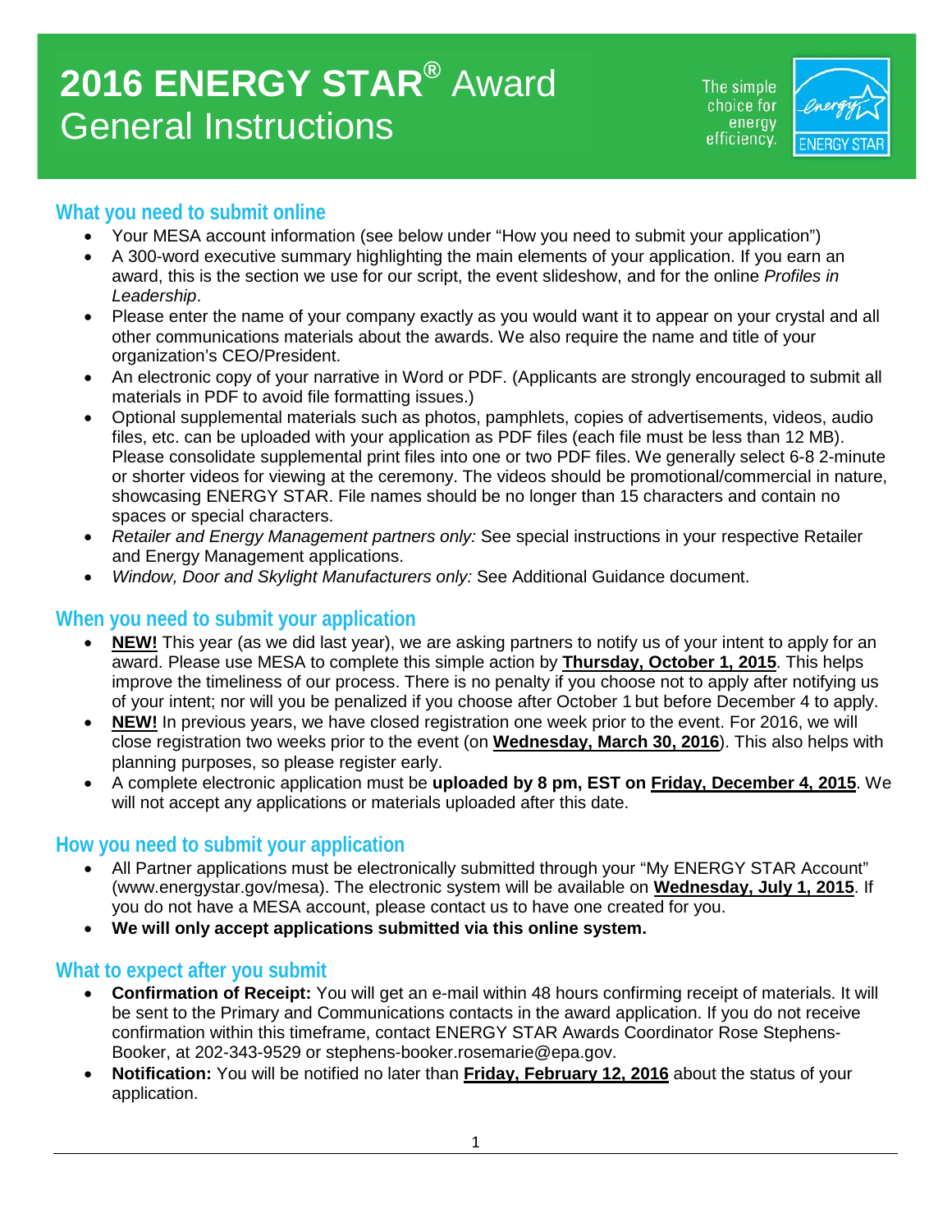# **2016 ENERGY STAR®** Award General Instructions

The simple choice for energy efficiency.

## What you need to submit online

- Your MESA account information (see below under "How you need to submit your application")
- A 300-word executive summary highlighting the main elements of your application. If you earn an award, this is the section we use for our script, the event slideshow, and for the online *Profiles in Leadership*.
- Please enter the name of your company exactly as you would want it to appear on your crystal and all other communications materials about the awards. We also require the name and title of your organization's CEO/President.
- An electronic copy of your narrative in Word or PDF. (Applicants are strongly encouraged to submit all materials in PDF to avoid file formatting issues.)
- Optional supplemental materials such as photos, pamphlets, copies of advertisements, videos, audio files, etc. can be uploaded with your application as PDF files (each file must be less than 12 MB). Please consolidate supplemental print files into one or two PDF files. We generally select 6-8 2-minute or shorter videos for viewing at the ceremony. The videos should be promotional/commercial in nature, showcasing ENERGY STAR. File names should be no longer than 15 characters and contain no spaces or special characters.
- *Retailer and Energy Management partners only:* See special instructions in your respective Retailer and Energy Management applications.
- *Window, Door and Skylight Manufacturers only:* See Additional Guidance document.

## When you need to submit your application

- **NEW!** This year (as we did last year), we are asking partners to notify us of your intent to apply for an award. Please use MESA to complete this simple action by **Thursday, October 1, 2015**. This helps improve the timeliness of our process. There is no penalty if you choose not to apply after notifying us of your intent; nor will you be penalized if you choose after October 1 but before December 4 to apply.
- **NEW!** In previous years, we have closed registration one week prior to the event. For 2016, we will close registration two weeks prior to the event (on **Wednesday, March 30, 2016**). This also helps with planning purposes, so please register early.
- A complete electronic application must be **uploaded by 8 pm, EST on Friday, December 4, 2015**. We will not accept any applications or materials uploaded after this date.

## How you need to submit your application

- All Partner applications must be electronically submitted through your "My ENERGY STAR Account" (www.energystar.gov/mesa). The electronic system will be available on **Wednesday, July 1, 2015**. If you do not have a MESA account, please contact us to have one created for you.
- **We will only accept applications submitted via this online system.**

## What to expect after you submit

- **Confirmation of Receipt:** You will get an e-mail within 48 hours confirming receipt of materials. It will be sent to the Primary and Communications contacts in the award application. If you do not receive confirmation within this timeframe, contact ENERGY STAR Awards Coordinator Rose Stephens-Booker, at 202-343-9529 or stephens-booker.rosemarie@epa.gov.
- **Notification:** You will be notified no later than **Friday, February 12, 2016** about the status of your application.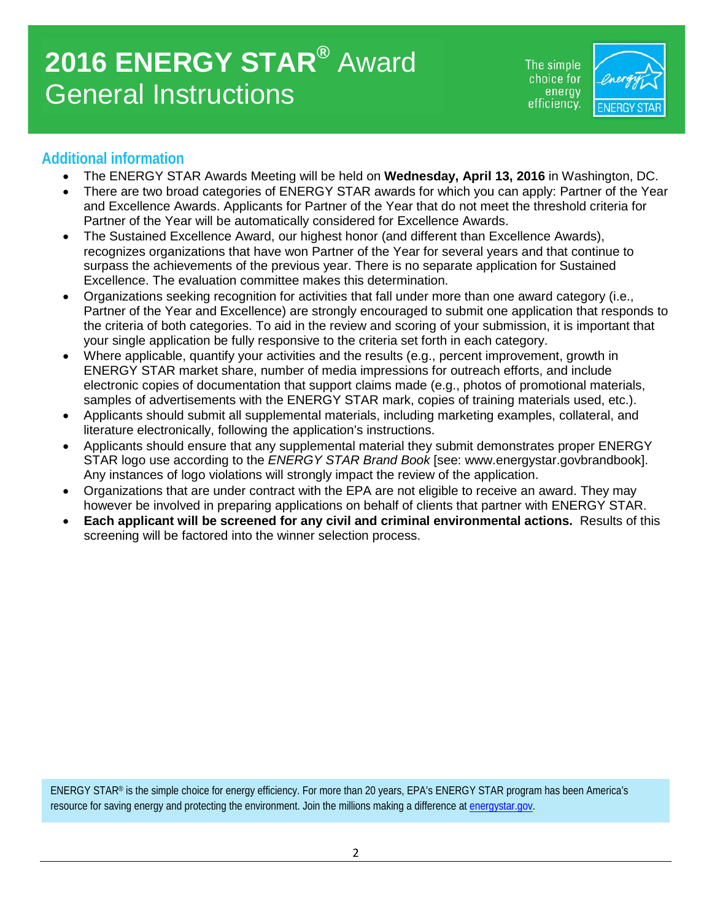# 2016 ENERGY STAR® Award General Instructions

The simple choice for energy efficiency.

## Additional information

- The ENERGY STAR Awards Meeting will be held on **Wednesday, April 13, 2016** in Washington, DC.
- There are two broad categories of ENERGY STAR awards for which you can apply: Partner of the Year and Excellence Awards. Applicants for Partner of the Year that do not meet the threshold criteria for Partner of the Year will be automatically considered for Excellence Awards.
- The Sustained Excellence Award, our highest honor (and different than Excellence Awards), recognizes organizations that have won Partner of the Year for several years and that continue to surpass the achievements of the previous year. There is no separate application for Sustained Excellence. The evaluation committee makes this determination.
- Organizations seeking recognition for activities that fall under more than one award category (i.e., Partner of the Year and Excellence) are strongly encouraged to submit one application that responds to the criteria of both categories. To aid in the review and scoring of your submission, it is important that your single application be fully responsive to the criteria set forth in each category.
- Where applicable, quantify your activities and the results (e.g., percent improvement, growth in ENERGY STAR market share, number of media impressions for outreach efforts, and include electronic copies of documentation that support claims made (e.g., photos of promotional materials, samples of advertisements with the ENERGY STAR mark, copies of training materials used, etc.).
- Applicants should submit all supplemental materials, including marketing examples, collateral, and literature electronically, following the application's instructions.
- Applicants should ensure that any supplemental material they submit demonstrates proper ENERGY STAR logo use according to the *ENERGY STAR Brand Book* [see: www.energystar.govbrandbook]. Any instances of logo violations will strongly impact the review of the application.
- Organizations that are under contract with the EPA are not eligible to receive an award. They may however be involved in preparing applications on behalf of clients that partner with ENERGY STAR.
- **Each applicant will be screened for any civil and criminal environmental actions.** Results of this screening will be factored into the winner selection process.

ENERGY STAR® is the simple choice for energy efficiency. For more than 20 years, EPA's ENERGY STAR program has been America's resource for saving energy and protecting the environment. Join the millions making a difference at energystar.gov.